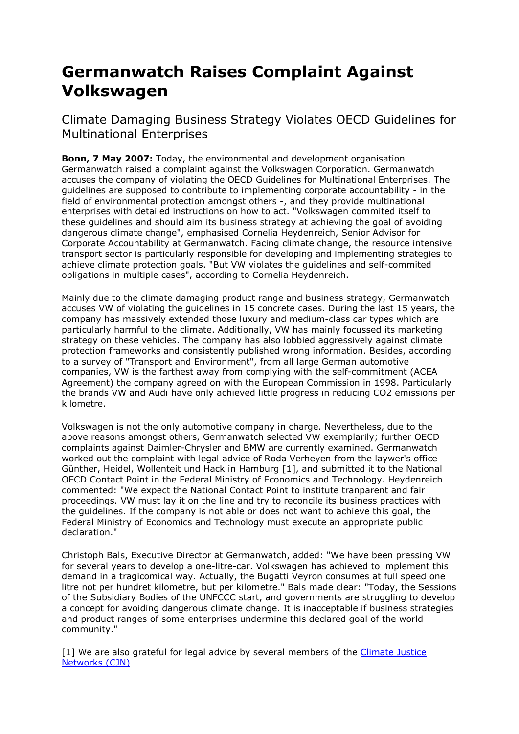# Germanwatch Raises Complaint Against Volkswagen

## Climate Damaging Business Strategy Violates OECD Guidelines for Multinational Enterprises

**Bonn, 7 May 2007:** Today, the environmental and development organisation Germanwatch raised a complaint against the Volkswagen Corporation. Germanwatch accuses the company of violating the OECD Guidelines for Multinational Enterprises. The guidelines are supposed to contribute to implementing corporate accountability - in the field of environmental protection amongst others -, and they provide multinational enterprises with detailed instructions on how to act. "Volkswagen commited itself to these guidelines and should aim its business strategy at achieving the goal of avoiding dangerous climate change", emphasised Cornelia Heydenreich, Senior Advisor for Corporate Accountability at Germanwatch. Facing climate change, the resource intensive transport sector is particularly responsible for developing and implementing strategies to achieve climate protection goals. "But VW violates the guidelines and self-commited obligations in multiple cases", according to Cornelia Heydenreich.

Mainly due to the climate damaging product range and business strategy, Germanwatch accuses VW of violating the guidelines in 15 concrete cases. During the last 15 years, the company has massively extended those luxury and medium-class car types which are particularly harmful to the climate. Additionally, VW has mainly focussed its marketing strategy on these vehicles. The company has also lobbied aggressively against climate protection frameworks and consistently published wrong information. Besides, according to a survey of "Transport and Environment", from all large German automotive companies, VW is the farthest away from complying with the self-commitment (ACEA Agreement) the company agreed on with the European Commission in 1998. Particularly the brands VW and Audi have only achieved little progress in reducing $CO_2$ emissions per kilometre.

Volkswagen is not the only automotive company in charge. Nevertheless, due to the above reasons amongst others, Germanwatch selected VW exemplarily; further OECD complaints against Daimler-Chrysler and BMW are currently examined. Germanwatch worked out the complaint with legal advice of Roda Verheyen from the laywer's office Günther, Heidel, Wollenteit und Hack in Hamburg [1], and submitted it to the National OECD Contact Point in the Federal Ministry of Economics and Technology. Heydenreich commented: "We expect the National Contact Point to institute tranparent and fair proceedings. VW must lay it on the line and try to reconcile its business practices with the guidelines. If the company is not able or does not want to achieve this goal, the Federal Ministry of Economics and Technology must execute an appropriate public declaration."

Christoph Bals, Executive Director at Germanwatch, added: "We have been pressing VW for several years to develop a one-litre-car. Volkswagen has achieved to implement this demand in a tragicomical way. Actually, the Bugatti Veyron consumes at full speed one litre not per hundret kilometre, but per kilometre." Bals made clear: "Today, the Sessions of the Subsidiary Bodies of the UNFCCC start, and governments are struggling to develop a concept for avoiding dangerous climate change. It is inacceptable if business strategies and product ranges of some enterprises undermine this declared goal of the world community."

[1] We are also grateful for legal advice by several members of the Climate Justice Networks (CJN)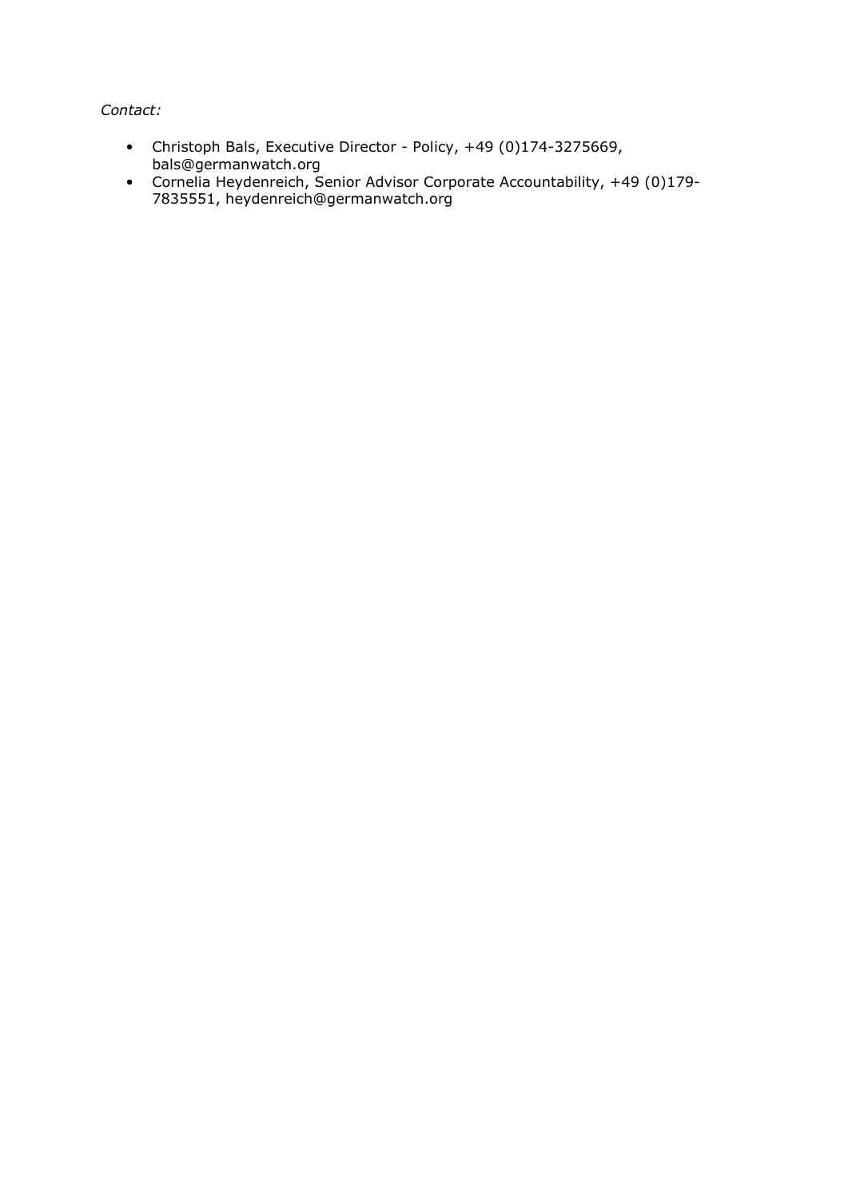*Contact:*

- Christoph Bals, Executive Director - Policy, +49 (0)174-3275669, bals@germanwatch.org
- Cornelia Heydenreich, Senior Advisor Corporate Accountability, +49 (0)179-7835551, heydenreich@germanwatch.org